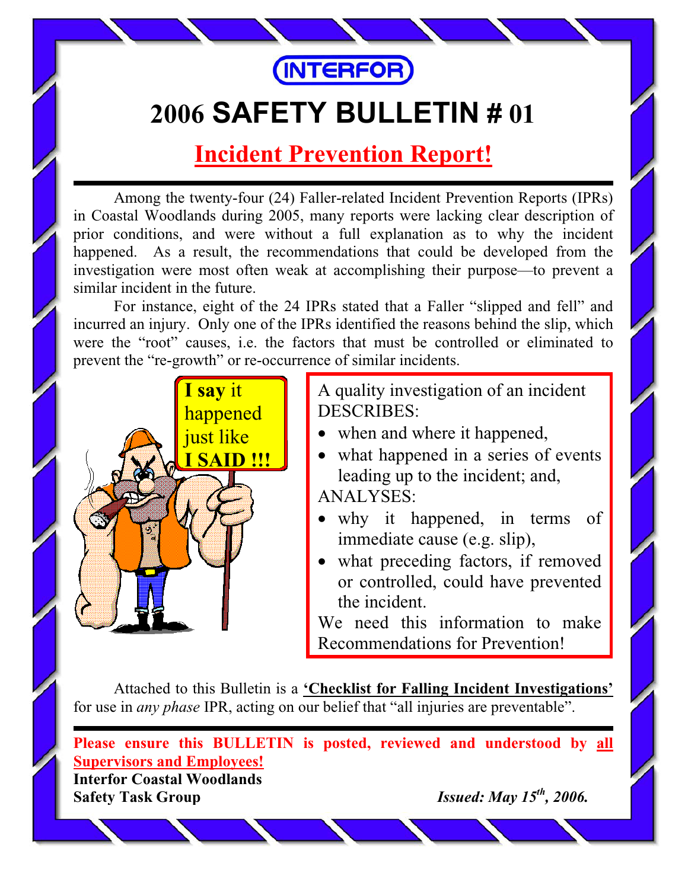INTERFOR

# 2006 SAFETY BULLETIN # 01

## Incident Prevention Report!

Among the twenty-four (24) Faller-related Incident Prevention Reports (IPRs) in Coastal Woodlands during 2005, many reports were lacking clear description of prior conditions, and were without a full explanation as to why the incident happened. As a result, the recommendations that could be developed from the investigation were most often weak at accomplishing their purpose—to prevent a similar incident in the future.

For instance, eight of the 24 IPRs stated that a Faller "slipped and fell" and incurred an injury. Only one of the IPRs identified the reasons behind the slip, which were the "root" causes, i.e. the factors that must be controlled or eliminated to prevent the "re-growth" or re-occurrence of similar incidents.

**I say** it happened just like **I SAID !!!**

A quality investigation of an incident DESCRIBES:

- when and where it happened,
- what happened in a series of events leading up to the incident; and,

ANALYSES:

- why it happened, in terms of immediate cause (e.g. slip),
- what preceding factors, if removed or controlled, could have prevented the incident.

We need this information to make Recommendations for Prevention!

Attached to this Bulletin is a **'Checklist for Falling Incident Investigations'** for use in *any phase* IPR, acting on our belief that "all injuries are preventable".

**Please ensure this BULLETIN is posted, reviewed and understood by all Supervisors and Employees!**

**Interfor Coastal Woodlands**
**Safety Task Group**

***Issued: May 15th, 2006.***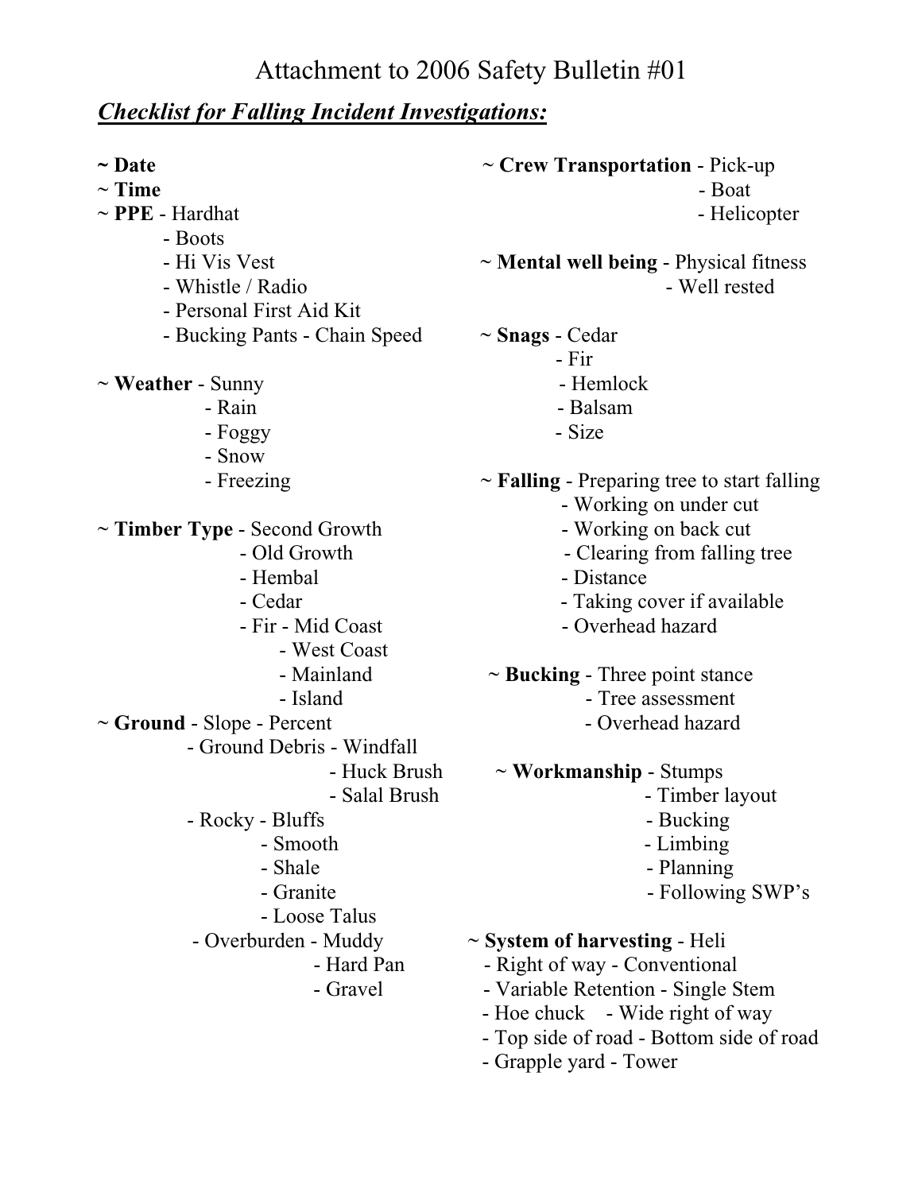# Attachment to 2006 Safety Bulletin #01

***Checklist for Falling Incident Investigations:***

- ~ **Date**
- ~ **Time**
- ~ **PPE** - Hardhat
  - Boots
  - Hi Vis Vest
  - Whistle / Radio
  - Personal First Aid Kit
  - Bucking Pants - Chain Speed
- ~ **Weather** - Sunny
  - Rain
  - Foggy
  - Snow
  - Freezing
- ~ **Timber Type** - Second Growth
  - Old Growth
  - Hembal
  - Cedar
  - Fir - Mid Coast
    - West Coast
    - Mainland
    - Island
- ~ **Ground** - Slope - Percent
  - Ground Debris - Windfall
    - Huck Brush
    - Salal Brush
  - Rocky - Bluffs
    - Smooth
    - Shale
    - Granite
    - Loose Talus
  - Overburden - Muddy
    - Hard Pan
    - Gravel
- ~ **Crew Transportation** - Pick-up
  - Boat
  - Helicopter
- ~ **Mental well being** - Physical fitness
  - Well rested
- ~ **Snags** - Cedar
  - Fir
  - Hemlock
  - Balsam
  - Size
- ~ **Falling** - Preparing tree to start falling
  - Working on under cut
  - Working on back cut
  - Clearing from falling tree
  - Distance
  - Taking cover if available
  - Overhead hazard
- ~ **Bucking** - Three point stance
  - Tree assessment
  - Overhead hazard
- ~ **Workmanship** - Stumps
  - Timber layout
  - Bucking
  - Limbing
  - Planning
  - Following SWP's
- ~ **System of harvesting** - Heli
  - Right of way - Conventional
  - Variable Retention - Single Stem
  - Hoe chuck - Wide right of way
  - Top side of road - Bottom side of road
  - Grapple yard - Tower